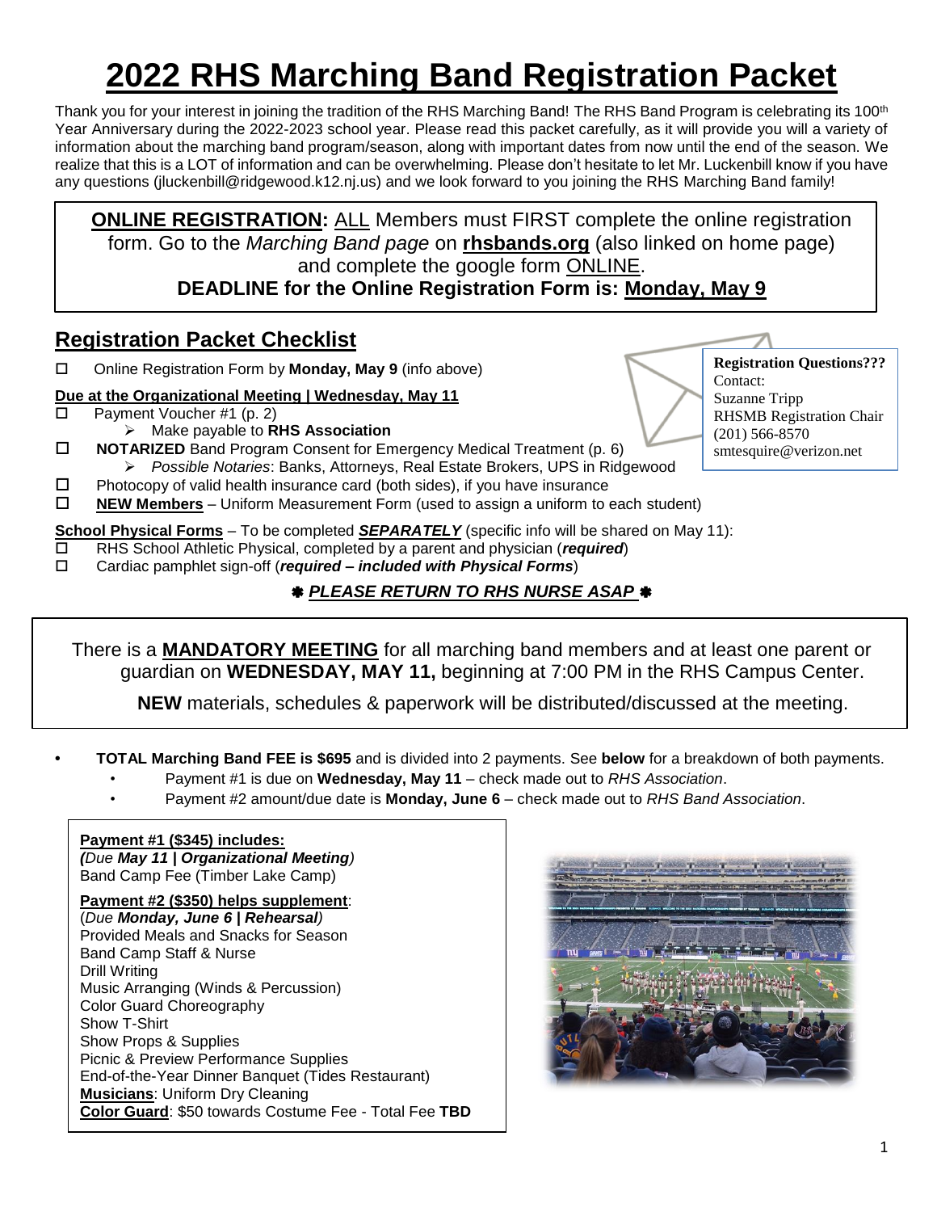# 2022 RHS Marching Band Registration Packet

Thank you for your interest in joining the tradition of the RHS Marching Band! The RHS Band Program is celebrating its 100th Year Anniversary during the 2022-2023 school year. Please read this packet carefully, as it will provide you will a variety of information about the marching band program/season, along with important dates from now until the end of the season. We realize that this is a LOT of information and can be overwhelming. Please don't hesitate to let Mr. Luckenbill know if you have any questions (jluckenbill@ridgewood.k12.nj.us) and we look forward to you joining the RHS Marching Band family!

**ONLINE REGISTRATION:** ALL Members must FIRST complete the online registration form. Go to the *Marching Band page* on **rhsbands.org** (also linked on home page) and complete the google form ONLINE.
**DEADLINE for the Online Registration Form is: Monday, May 9**

## Registration Packet Checklist

- ☐ Online Registration Form by **Monday, May 9** (info above)

**Due at the Organizational Meeting | Wednesday, May 11**

- ☐ Payment Voucher #1 (p. 2)
  - Make payable to **RHS Association**
- ☐ **NOTARIZED** Band Program Consent for Emergency Medical Treatment (p. 6)
  - *Possible Notaries*: Banks, Attorneys, Real Estate Brokers, UPS in Ridgewood
- ☐ Photocopy of valid health insurance card (both sides), if you have insurance
- ☐ **NEW Members** – Uniform Measurement Form (used to assign a uniform to each student)

**Registration Questions???**
Contact:
Suzanne Tripp
RHSMB Registration Chair
(201) 566-8570
smtesquire@verizon.net

**School Physical Forms** – To be completed ***SEPARATELY*** (specific info will be shared on May 11):

- ☐ RHS School Athletic Physical, completed by a parent and physician (***required***)
- ☐ Cardiac pamphlet sign-off (***required – included with Physical Forms***)

✱ ***PLEASE RETURN TO RHS NURSE ASAP*** ✱

There is a **MANDATORY MEETING** for all marching band members and at least one parent or guardian on **WEDNESDAY, MAY 11,** beginning at 7:00 PM in the RHS Campus Center.

**NEW** materials, schedules & paperwork will be distributed/discussed at the meeting.

- **TOTAL Marching Band FEE is $695** and is divided into 2 payments. See **below** for a breakdown of both payments.
  - Payment #1 is due on **Wednesday, May 11** – check made out to *RHS Association*.
  - Payment #2 amount/due date is **Monday, June 6** – check made out to *RHS Band Association*.

**Payment #1 ($345) includes:**
***(****Due* ***May 11 | Organizational Meeting****)*
Band Camp Fee (Timber Lake Camp)

**Payment #2 ($350) helps supplement**:
(*Due* ***Monday, June 6 | Rehearsal****)*
Provided Meals and Snacks for Season
Band Camp Staff & Nurse
Drill Writing
Music Arranging (Winds & Percussion)
Color Guard Choreography
Show T-Shirt
Show Props & Supplies
Picnic & Preview Performance Supplies
End-of-the-Year Dinner Banquet (Tides Restaurant)
**Musicians**: Uniform Dry Cleaning
**Color Guard**: $50 towards Costume Fee - Total Fee **TBD**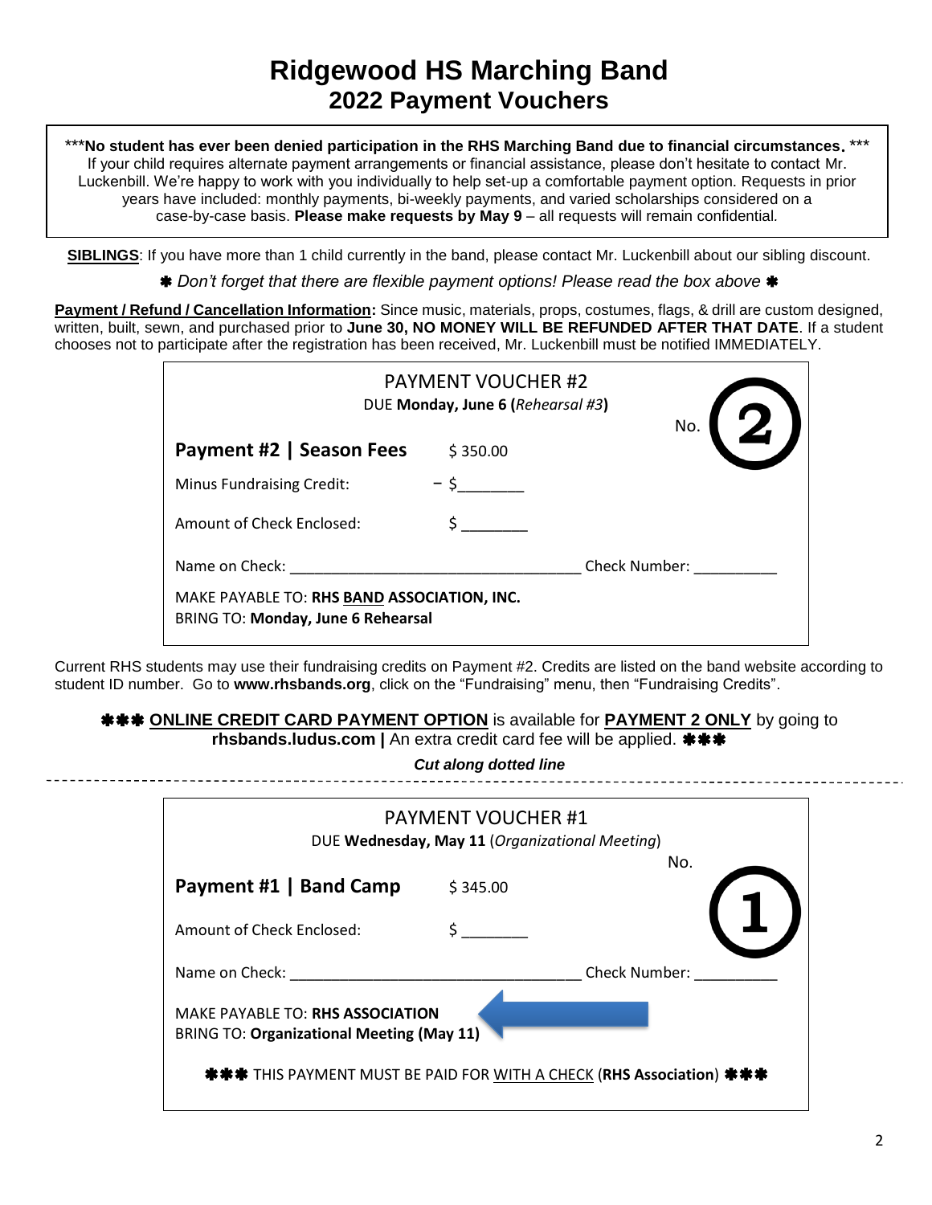# Ridgewood HS Marching Band
## 2022 Payment Vouchers

***No student has ever been denied participation in the RHS Marching Band due to financial circumstances.*** If your child requires alternate payment arrangements or financial assistance, please don't hesitate to contact Mr. Luckenbill. We're happy to work with you individually to help set-up a comfortable payment option. Requests in prior years have included: monthly payments, bi-weekly payments, and varied scholarships considered on a case-by-case basis. **Please make requests by May 9** – all requests will remain confidential.

**SIBLINGS**: If you have more than 1 child currently in the band, please contact Mr. Luckenbill about our sibling discount.

✱ *Don't forget that there are flexible payment options! Please read the box above* ✱

**Payment / Refund / Cancellation Information:** Since music, materials, props, costumes, flags, & drill are custom designed, written, built, sewn, and purchased prior to **June 30, NO MONEY WILL BE REFUNDED AFTER THAT DATE**. If a student chooses not to participate after the registration has been received, Mr. Luckenbill must be notified IMMEDIATELY.

---

PAYMENT VOUCHER #2

DUE **Monday, June 6 (***Rehearsal #3***)**

No. 2

**Payment #2 | Season Fees** $ 350.00

Minus Fundraising Credit: – $________

Amount of Check Enclosed: $ ________

Name on Check: ____________________________________ Check Number: __________

MAKE PAYABLE TO: **RHS BAND ASSOCIATION, INC.**

BRING TO: **Monday, June 6 Rehearsal**

---

Current RHS students may use their fundraising credits on Payment #2. Credits are listed on the band website according to student ID number. Go to **www.rhsbands.org**, click on the "Fundraising" menu, then "Fundraising Credits".

✱✱✱ **ONLINE CREDIT CARD PAYMENT OPTION** is available for **PAYMENT 2 ONLY** by going to **rhsbands.ludus.com |** An extra credit card fee will be applied. ✱✱✱

***Cut along dotted line***

---

PAYMENT VOUCHER #1

DUE **Wednesday, May 11** (*Organizational Meeting*)

No. 1

**Payment #1 | Band Camp** $ 345.00

Amount of Check Enclosed: $ ________

Name on Check: ____________________________________ Check Number: __________

MAKE PAYABLE TO: **RHS ASSOCIATION**

BRING TO: **Organizational Meeting (May 11)**

✱✱✱ THIS PAYMENT MUST BE PAID FOR WITH A CHECK (**RHS Association**) ✱✱✱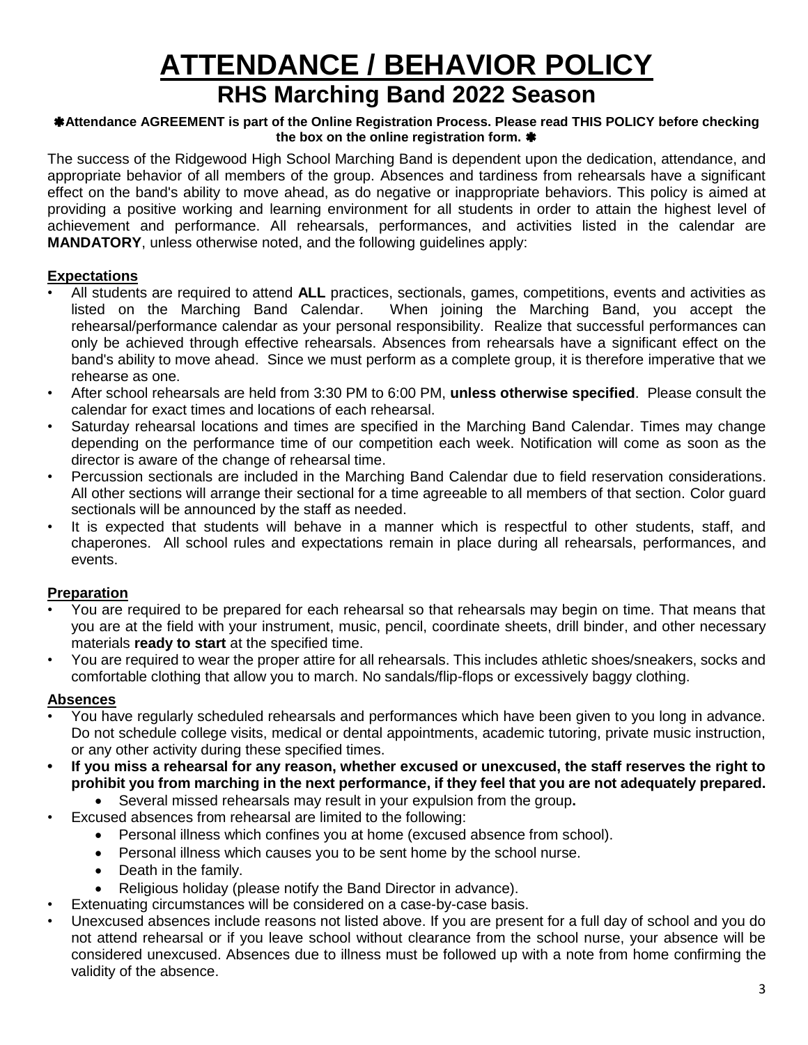# ATTENDANCE / BEHAVIOR POLICY

## RHS Marching Band 2022 Season

**✱Attendance AGREEMENT is part of the Online Registration Process. Please read THIS POLICY before checking the box on the online registration form. ✱**

The success of the Ridgewood High School Marching Band is dependent upon the dedication, attendance, and appropriate behavior of all members of the group. Absences and tardiness from rehearsals have a significant effect on the band's ability to move ahead, as do negative or inappropriate behaviors. This policy is aimed at providing a positive working and learning environment for all students in order to attain the highest level of achievement and performance. All rehearsals, performances, and activities listed in the calendar are **MANDATORY**, unless otherwise noted, and the following guidelines apply:

### Expectations

- All students are required to attend **ALL** practices, sectionals, games, competitions, events and activities as listed on the Marching Band Calendar. When joining the Marching Band, you accept the rehearsal/performance calendar as your personal responsibility. Realize that successful performances can only be achieved through effective rehearsals. Absences from rehearsals have a significant effect on the band's ability to move ahead. Since we must perform as a complete group, it is therefore imperative that we rehearse as one.
- After school rehearsals are held from 3:30 PM to 6:00 PM, **unless otherwise specified**. Please consult the calendar for exact times and locations of each rehearsal.
- Saturday rehearsal locations and times are specified in the Marching Band Calendar. Times may change depending on the performance time of our competition each week. Notification will come as soon as the director is aware of the change of rehearsal time.
- Percussion sectionals are included in the Marching Band Calendar due to field reservation considerations. All other sections will arrange their sectional for a time agreeable to all members of that section. Color guard sectionals will be announced by the staff as needed.
- It is expected that students will behave in a manner which is respectful to other students, staff, and chaperones. All school rules and expectations remain in place during all rehearsals, performances, and events.

### Preparation

- You are required to be prepared for each rehearsal so that rehearsals may begin on time. That means that you are at the field with your instrument, music, pencil, coordinate sheets, drill binder, and other necessary materials **ready to start** at the specified time.
- You are required to wear the proper attire for all rehearsals. This includes athletic shoes/sneakers, socks and comfortable clothing that allow you to march. No sandals/flip-flops or excessively baggy clothing.

### Absences

- You have regularly scheduled rehearsals and performances which have been given to you long in advance. Do not schedule college visits, medical or dental appointments, academic tutoring, private music instruction, or any other activity during these specified times.
- **If you miss a rehearsal for any reason, whether excused or unexcused, the staff reserves the right to prohibit you from marching in the next performance, if they feel that you are not adequately prepared.**
  - Several missed rehearsals may result in your expulsion from the group**.**
- Excused absences from rehearsal are limited to the following:
  - Personal illness which confines you at home (excused absence from school).
  - Personal illness which causes you to be sent home by the school nurse.
  - Death in the family.
  - Religious holiday (please notify the Band Director in advance).
- Extenuating circumstances will be considered on a case-by-case basis.
- Unexcused absences include reasons not listed above. If you are present for a full day of school and you do not attend rehearsal or if you leave school without clearance from the school nurse, your absence will be considered unexcused. Absences due to illness must be followed up with a note from home confirming the validity of the absence.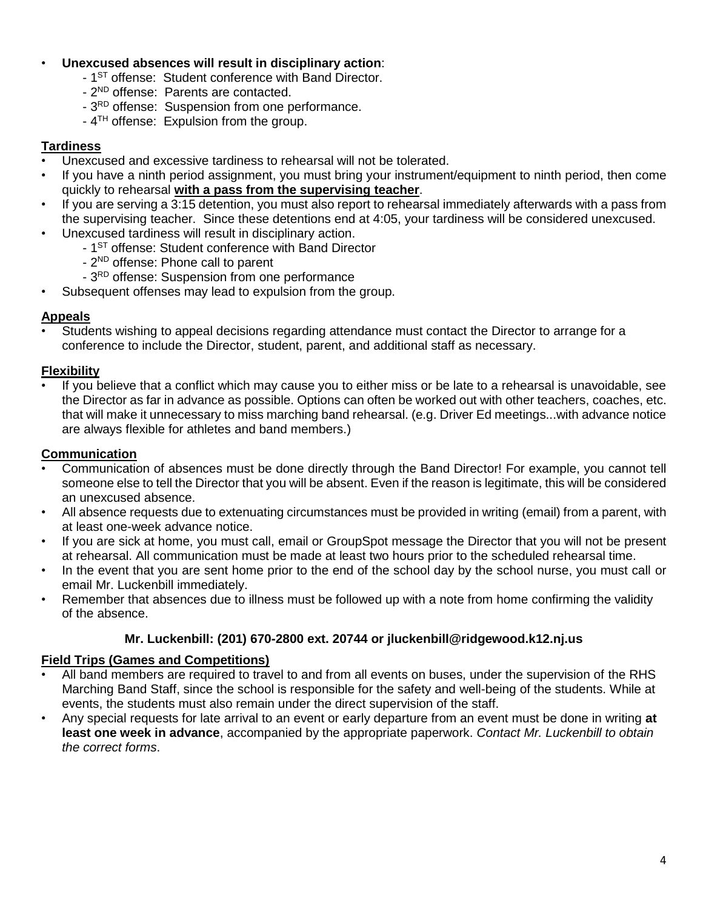- **Unexcused absences will result in disciplinary action**:
  - 1ST offense: Student conference with Band Director.
  - 2ND offense: Parents are contacted.
  - 3RD offense: Suspension from one performance.
  - 4TH offense: Expulsion from the group.

## Tardiness

- Unexcused and excessive tardiness to rehearsal will not be tolerated.
- If you have a ninth period assignment, you must bring your instrument/equipment to ninth period, then come quickly to rehearsal **with a pass from the supervising teacher**.
- If you are serving a 3:15 detention, you must also report to rehearsal immediately afterwards with a pass from the supervising teacher. Since these detentions end at 4:05, your tardiness will be considered unexcused.
- Unexcused tardiness will result in disciplinary action.
  - 1ST offense: Student conference with Band Director
  - 2ND offense: Phone call to parent
  - 3RD offense: Suspension from one performance
- Subsequent offenses may lead to expulsion from the group.

## Appeals

- Students wishing to appeal decisions regarding attendance must contact the Director to arrange for a conference to include the Director, student, parent, and additional staff as necessary.

## Flexibility

- If you believe that a conflict which may cause you to either miss or be late to a rehearsal is unavoidable, see the Director as far in advance as possible. Options can often be worked out with other teachers, coaches, etc. that will make it unnecessary to miss marching band rehearsal. (e.g. Driver Ed meetings...with advance notice are always flexible for athletes and band members.)

## Communication

- Communication of absences must be done directly through the Band Director! For example, you cannot tell someone else to tell the Director that you will be absent. Even if the reason is legitimate, this will be considered an unexcused absence.
- All absence requests due to extenuating circumstances must be provided in writing (email) from a parent, with at least one-week advance notice.
- If you are sick at home, you must call, email or GroupSpot message the Director that you will not be present at rehearsal. All communication must be made at least two hours prior to the scheduled rehearsal time.
- In the event that you are sent home prior to the end of the school day by the school nurse, you must call or email Mr. Luckenbill immediately.
- Remember that absences due to illness must be followed up with a note from home confirming the validity of the absence.

**Mr. Luckenbill: (201) 670-2800 ext. 20744 or jluckenbill@ridgewood.k12.nj.us**

## Field Trips (Games and Competitions)

- All band members are required to travel to and from all events on buses, under the supervision of the RHS Marching Band Staff, since the school is responsible for the safety and well-being of the students. While at events, the students must also remain under the direct supervision of the staff.
- Any special requests for late arrival to an event or early departure from an event must be done in writing **at least one week in advance**, accompanied by the appropriate paperwork. *Contact Mr. Luckenbill to obtain the correct forms*.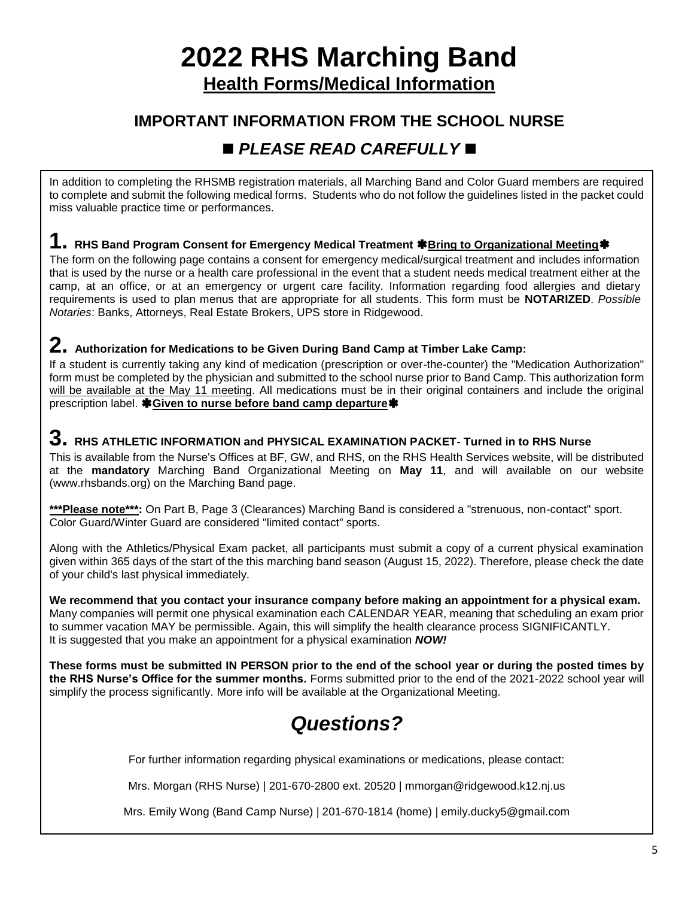# 2022 RHS Marching Band

## Health Forms/Medical Information

### IMPORTANT INFORMATION FROM THE SCHOOL NURSE

### ■ *PLEASE READ CAREFULLY* ■

In addition to completing the RHSMB registration materials, all Marching Band and Color Guard members are required to complete and submit the following medical forms. Students who do not follow the guidelines listed in the packet could miss valuable practice time or performances.

**1. RHS Band Program Consent for Emergency Medical Treatment ✱Bring to Organizational Meeting✱**

The form on the following page contains a consent for emergency medical/surgical treatment and includes information that is used by the nurse or a health care professional in the event that a student needs medical treatment either at the camp, at an office, or at an emergency or urgent care facility. Information regarding food allergies and dietary requirements is used to plan menus that are appropriate for all students. This form must be **NOTARIZED**. *Possible Notaries*: Banks, Attorneys, Real Estate Brokers, UPS store in Ridgewood.

**2. Authorization for Medications to be Given During Band Camp at Timber Lake Camp:**

If a student is currently taking any kind of medication (prescription or over-the-counter) the "Medication Authorization" form must be completed by the physician and submitted to the school nurse prior to Band Camp. This authorization form will be available at the May 11 meeting. All medications must be in their original containers and include the original prescription label. ✱**Given to nurse before band camp departure**✱

**3. RHS ATHLETIC INFORMATION and PHYSICAL EXAMINATION PACKET- Turned in to RHS Nurse**

This is available from the Nurse's Offices at BF, GW, and RHS, on the RHS Health Services website, will be distributed at the **mandatory** Marching Band Organizational Meeting on **May 11**, and will available on our website (www.rhsbands.org) on the Marching Band page.

**\*\*\*Please note\*\*\*:** On Part B, Page 3 (Clearances) Marching Band is considered a "strenuous, non-contact" sport. Color Guard/Winter Guard are considered "limited contact" sports.

Along with the Athletics/Physical Exam packet, all participants must submit a copy of a current physical examination given within 365 days of the start of the this marching band season (August 15, 2022). Therefore, please check the date of your child's last physical immediately.

**We recommend that you contact your insurance company before making an appointment for a physical exam.** Many companies will permit one physical examination each CALENDAR YEAR, meaning that scheduling an exam prior to summer vacation MAY be permissible. Again, this will simplify the health clearance process SIGNIFICANTLY. It is suggested that you make an appointment for a physical examination ***NOW!***

**These forms must be submitted IN PERSON prior to the end of the school year or during the posted times by the RHS Nurse's Office for the summer months.** Forms submitted prior to the end of the 2021-2022 school year will simplify the process significantly. More info will be available at the Organizational Meeting.

## *Questions?*

For further information regarding physical examinations or medications, please contact:

Mrs. Morgan (RHS Nurse) | 201-670-2800 ext. 20520 | mmorgan@ridgewood.k12.nj.us

Mrs. Emily Wong (Band Camp Nurse) | 201-670-1814 (home) | emily.ducky5@gmail.com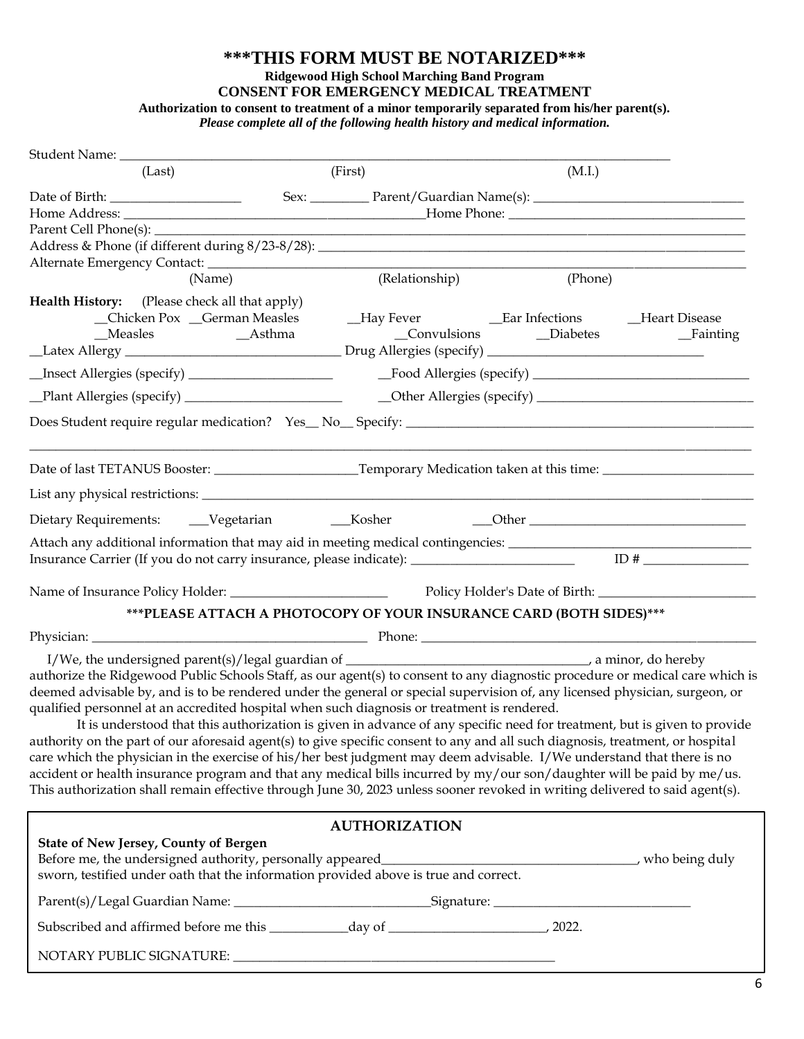# ***THIS FORM MUST BE NOTARIZED***

**Ridgewood High School Marching Band Program**

**CONSENT FOR EMERGENCY MEDICAL TREATMENT**

**Authorization to consent to treatment of a minor temporarily separated from his/her parent(s).**

***Please complete all of the following health history and medical information.***

Student Name: ___________________________________________________________________________

(Last) (First) (M.I.)

Date of Birth: ___________________ Sex: _________ Parent/Guardian Name(s): _______________________________

Home Address: ____________________________________________Home Phone: __________________________________

Parent Cell Phone(s): ________________________________________________________________________________

Address & Phone (if different during 8/23-8/28): ______________________________________________________

Alternate Emergency Contact: _________________________________________________________________________

(Name) (Relationship) (Phone)

**Health History:** (Please check all that apply)

__Chicken Pox __German Measles __Hay Fever __Ear Infections __Heart Disease

__Measles __Asthma __Convulsions __Diabetes __Fainting

__Latex Allergy ______________________________ Drug Allergies (specify) ______________________________

__Insect Allergies (specify) _____________________ __Food Allergies (specify) ______________________________

__Plant Allergies (specify) _______________________ __Other Allergies (specify) ______________________________

Does Student require regular medication? Yes__ No__ Specify: _____________________________________________

______________________________________________________________________________________________

Date of last TETANUS Booster: _____________________Temporary Medication taken at this time: ______________________

List any physical restrictions: ______________________________________________________________________________

Dietary Requirements: ___Vegetarian ___Kosher ___Other _______________________________

Attach any additional information that may aid in meeting medical contingencies: ___________________________________

Insurance Carrier (If you do not carry insurance, please indicate): ________________________ ID # _______________

Name of Insurance Policy Holder: _______________________ Policy Holder's Date of Birth: _______________________

**\*\*\*PLEASE ATTACH A PHOTOCOPY OF YOUR INSURANCE CARD (BOTH SIDES)\*\*\***

Physician: ________________________________________ Phone: _______________________________________________

I/We, the undersigned parent(s)/legal guardian of ___________________________________, a minor, do hereby authorize the Ridgewood Public Schools Staff, as our agent(s) to consent to any diagnostic procedure or medical care which is deemed advisable by, and is to be rendered under the general or special supervision of, any licensed physician, surgeon, or qualified personnel at an accredited hospital when such diagnosis or treatment is rendered.

It is understood that this authorization is given in advance of any specific need for treatment, but is given to provide authority on the part of our aforesaid agent(s) to give specific consent to any and all such diagnosis, treatment, or hospital care which the physician in the exercise of his/her best judgment may deem advisable. I/We understand that there is no accident or health insurance program and that any medical bills incurred by my/our son/daughter will be paid by me/us. This authorization shall remain effective through June 30, 2023 unless sooner revoked in writing delivered to said agent(s).

## AUTHORIZATION

**State of New Jersey, County of Bergen**

Before me, the undersigned authority, personally appeared_____________________________________, who being duly sworn, testified under oath that the information provided above is true and correct.

Parent(s)/Legal Guardian Name: _____________________________Signature: _____________________________

Subscribed and affirmed before me this ___________day of _______________________, 2022.

NOTARY PUBLIC SIGNATURE: _________________________________________________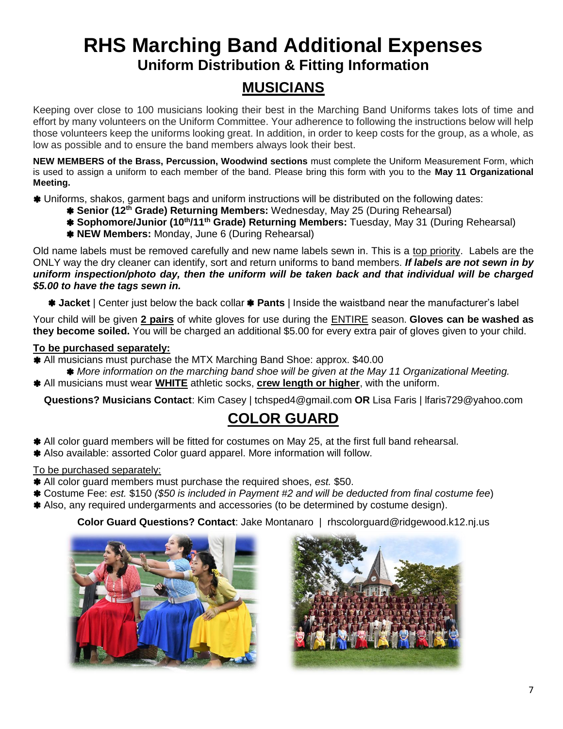# RHS Marching Band Additional Expenses

## Uniform Distribution & Fitting Information

## MUSICIANS

Keeping over close to 100 musicians looking their best in the Marching Band Uniforms takes lots of time and effort by many volunteers on the Uniform Committee. Your adherence to following the instructions below will help those volunteers keep the uniforms looking great. In addition, in order to keep costs for the group, as a whole, as low as possible and to ensure the band members always look their best.

**NEW MEMBERS of the Brass, Percussion, Woodwind sections** must complete the Uniform Measurement Form, which is used to assign a uniform to each member of the band. Please bring this form with you to the **May 11 Organizational Meeting.**

- Uniforms, shakos, garment bags and uniform instructions will be distributed on the following dates:
  - **Senior (12th Grade) Returning Members:** Wednesday, May 25 (During Rehearsal)
  - **Sophomore/Junior (10th/11th Grade) Returning Members:** Tuesday, May 31 (During Rehearsal)
  - **NEW Members:** Monday, June 6 (During Rehearsal)

Old name labels must be removed carefully and new name labels sewn in. This is a top priority. Labels are the ONLY way the dry cleaner can identify, sort and return uniforms to band members. ***If labels are not sewn in by uniform inspection/photo day, then the uniform will be taken back and that individual will be charged $5.00 to have the tags sewn in.***

- **Jacket** | Center just below the back collar - **Pants** | Inside the waistband near the manufacturer's label

Your child will be given **2 pairs** of white gloves for use during the ENTIRE season. **Gloves can be washed as they become soiled.** You will be charged an additional $5.00 for every extra pair of gloves given to your child.

**To be purchased separately:**

- All musicians must purchase the MTX Marching Band Shoe: approx. $40.00
  - *More information on the marching band shoe will be given at the May 11 Organizational Meeting.*
- All musicians must wear **WHITE** athletic socks, **crew length or higher**, with the uniform.

**Questions? Musicians Contact**: Kim Casey | tchsped4@gmail.com **OR** Lisa Faris | lfaris729@yahoo.com

## COLOR GUARD

- All color guard members will be fitted for costumes on May 25, at the first full band rehearsal.
- Also available: assorted Color guard apparel. More information will follow.

To be purchased separately:

- All color guard members must purchase the required shoes, *est.* $50.
- Costume Fee: *est.* $150 *($50 is included in Payment #2 and will be deducted from final costume fee*)
- Also, any required undergarments and accessories (to be determined by costume design).

**Color Guard Questions? Contact**: Jake Montanaro | rhscolorguard@ridgewood.k12.nj.us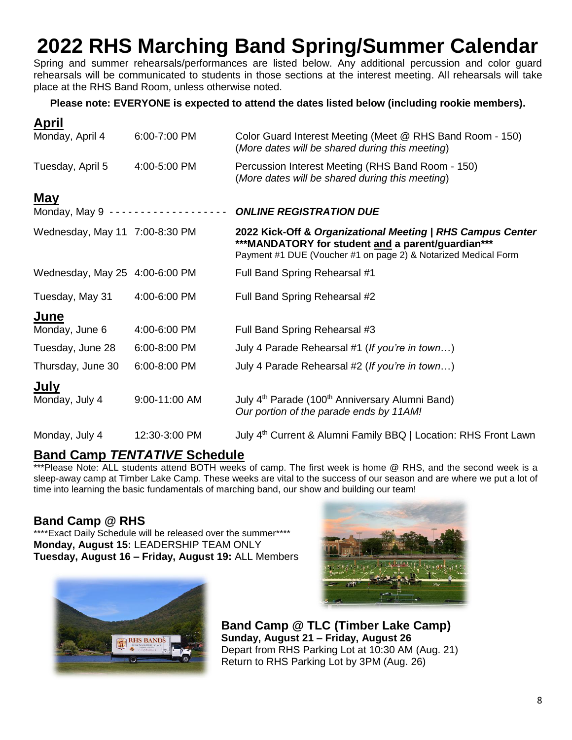# 2022 RHS Marching Band Spring/Summer Calendar

Spring and summer rehearsals/performances are listed below. Any additional percussion and color guard rehearsals will be communicated to students in those sections at the interest meeting. All rehearsals will take place at the RHS Band Room, unless otherwise noted.

**Please note: EVERYONE is expected to attend the dates listed below (including rookie members).**

## April

| | | |
|---|---|---|
| Monday, April 4 | 6:00-7:00 PM | Color Guard Interest Meeting (Meet @ RHS Band Room - 150) (*More dates will be shared during this meeting*) |
| Tuesday, April 5 | 4:00-5:00 PM | Percussion Interest Meeting (RHS Band Room - 150) (*More dates will be shared during this meeting*) |

## May

| | | |
|---|---|---|
| Monday, May 9 | - - - - - - - - - - - - - - - - - - | ***ONLINE REGISTRATION DUE*** |
| Wednesday, May 11 | 7:00-8:30 PM | **2022 Kick-Off & *Organizational Meeting* \| *RHS Campus Center*** **\*\*\*MANDATORY for student <u>and</u> a parent/guardian\*\*\*** Payment #1 DUE (Voucher #1 on page 2) & Notarized Medical Form |
| Wednesday, May 25 | 4:00-6:00 PM | Full Band Spring Rehearsal #1 |
| Tuesday, May 31 | 4:00-6:00 PM | Full Band Spring Rehearsal #2 |

## June

| | | |
|---|---|---|
| Monday, June 6 | 4:00-6:00 PM | Full Band Spring Rehearsal #3 |
| Tuesday, June 28 | 6:00-8:00 PM | July 4 Parade Rehearsal #1 (*If you're in town…*) |
| Thursday, June 30 | 6:00-8:00 PM | July 4 Parade Rehearsal #2 (*If you're in town…*) |

## July

| | | |
|---|---|---|
| Monday, July 4 | 9:00-11:00 AM | July 4th Parade (100th Anniversary Alumni Band) *Our portion of the parade ends by 11AM!* |
| Monday, July 4 | 12:30-3:00 PM | July 4th Current & Alumni Family BBQ \| Location: RHS Front Lawn |

## Band Camp *TENTATIVE* Schedule

\*\*\*Please Note: ALL students attend BOTH weeks of camp. The first week is home @ RHS, and the second week is a sleep-away camp at Timber Lake Camp. These weeks are vital to the success of our season and are where we put a lot of time into learning the basic fundamentals of marching band, our show and building our team!

### Band Camp @ RHS

\*\*\*\*Exact Daily Schedule will be released over the summer\*\*\*\*

**Monday, August 15:** LEADERSHIP TEAM ONLY

**Tuesday, August 16 – Friday, August 19:** ALL Members

### Band Camp @ TLC (Timber Lake Camp)

**Sunday, August 21 – Friday, August 26**

Depart from RHS Parking Lot at 10:30 AM (Aug. 21)

Return to RHS Parking Lot by 3PM (Aug. 26)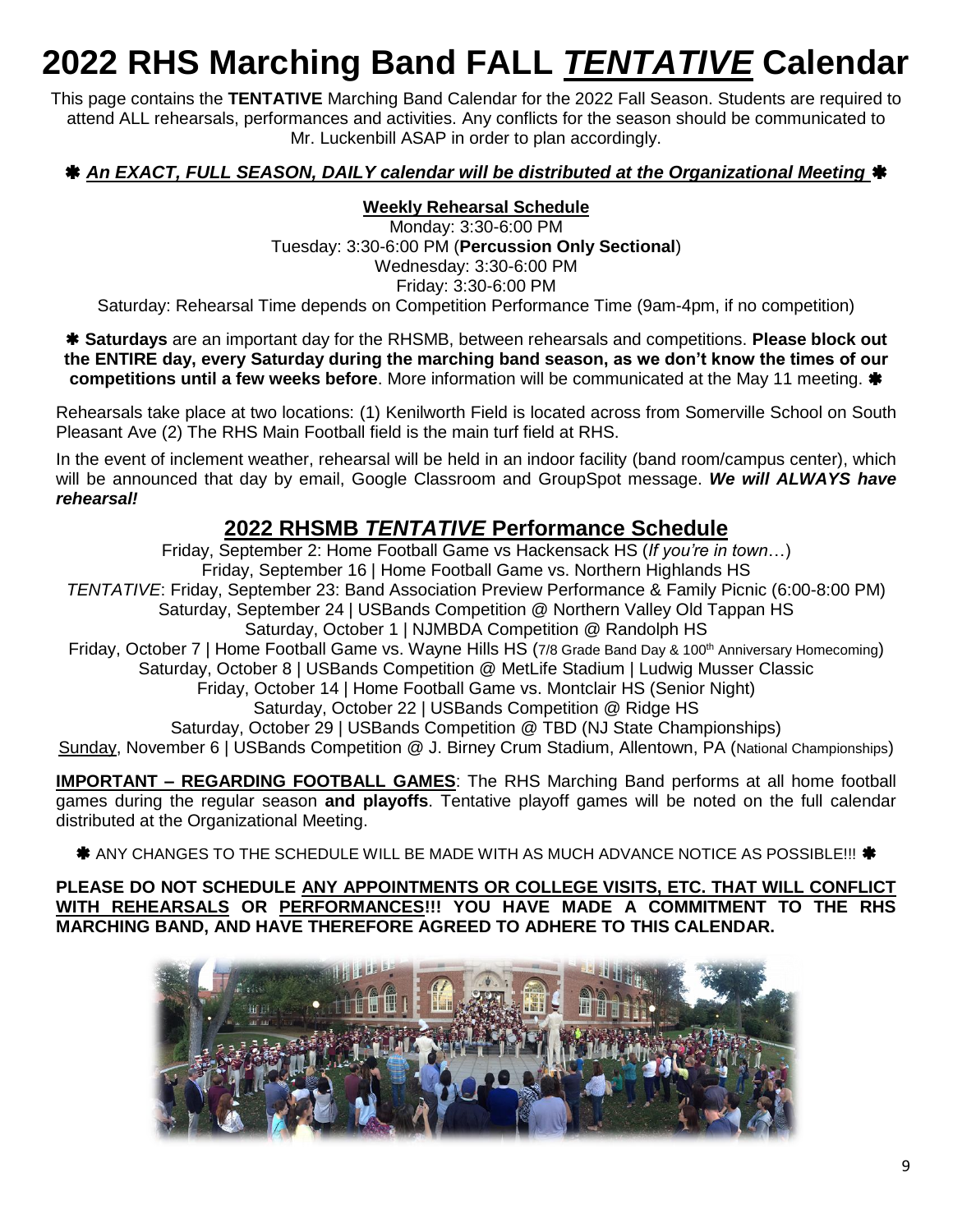# 2022 RHS Marching Band FALL *TENTATIVE* Calendar

This page contains the **TENTATIVE** Marching Band Calendar for the 2022 Fall Season. Students are required to attend ALL rehearsals, performances and activities. Any conflicts for the season should be communicated to Mr. Luckenbill ASAP in order to plan accordingly.

✱ ***An EXACT, FULL SEASON, DAILY calendar will be distributed at the Organizational Meeting*** ✱

**Weekly Rehearsal Schedule**

Monday: 3:30-6:00 PM
Tuesday: 3:30-6:00 PM (**Percussion Only Sectional**)
Wednesday: 3:30-6:00 PM
Friday: 3:30-6:00 PM
Saturday: Rehearsal Time depends on Competition Performance Time (9am-4pm, if no competition)

✱ **Saturdays** are an important day for the RHSMB, between rehearsals and competitions. **Please block out the ENTIRE day, every Saturday during the marching band season, as we don't know the times of our competitions until a few weeks before**. More information will be communicated at the May 11 meeting. ✱

Rehearsals take place at two locations: (1) Kenilworth Field is located across from Somerville School on South Pleasant Ave (2) The RHS Main Football field is the main turf field at RHS.

In the event of inclement weather, rehearsal will be held in an indoor facility (band room/campus center), which will be announced that day by email, Google Classroom and GroupSpot message. ***We will ALWAYS have rehearsal!***

## 2022 RHSMB *TENTATIVE* Performance Schedule

Friday, September 2: Home Football Game vs Hackensack HS (*If you're in town*…)
Friday, September 16 | Home Football Game vs. Northern Highlands HS
*TENTATIVE*: Friday, September 23: Band Association Preview Performance & Family Picnic (6:00-8:00 PM)
Saturday, September 24 | USBands Competition @ Northern Valley Old Tappan HS
Saturday, October 1 | NJMBDA Competition @ Randolph HS
Friday, October 7 | Home Football Game vs. Wayne Hills HS (7/8 Grade Band Day & 100th Anniversary Homecoming)
Saturday, October 8 | USBands Competition @ MetLife Stadium | Ludwig Musser Classic
Friday, October 14 | Home Football Game vs. Montclair HS (Senior Night)
Saturday, October 22 | USBands Competition @ Ridge HS
Saturday, October 29 | USBands Competition @ TBD (NJ State Championships)
Sunday, November 6 | USBands Competition @ J. Birney Crum Stadium, Allentown, PA (National Championships)

**IMPORTANT – REGARDING FOOTBALL GAMES**: The RHS Marching Band performs at all home football games during the regular season **and playoffs**. Tentative playoff games will be noted on the full calendar distributed at the Organizational Meeting.

✱ ANY CHANGES TO THE SCHEDULE WILL BE MADE WITH AS MUCH ADVANCE NOTICE AS POSSIBLE!!! ✱

**PLEASE DO NOT SCHEDULE ANY APPOINTMENTS OR COLLEGE VISITS, ETC. THAT WILL CONFLICT WITH REHEARSALS OR PERFORMANCES!!! YOU HAVE MADE A COMMITMENT TO THE RHS MARCHING BAND, AND HAVE THEREFORE AGREED TO ADHERE TO THIS CALENDAR.**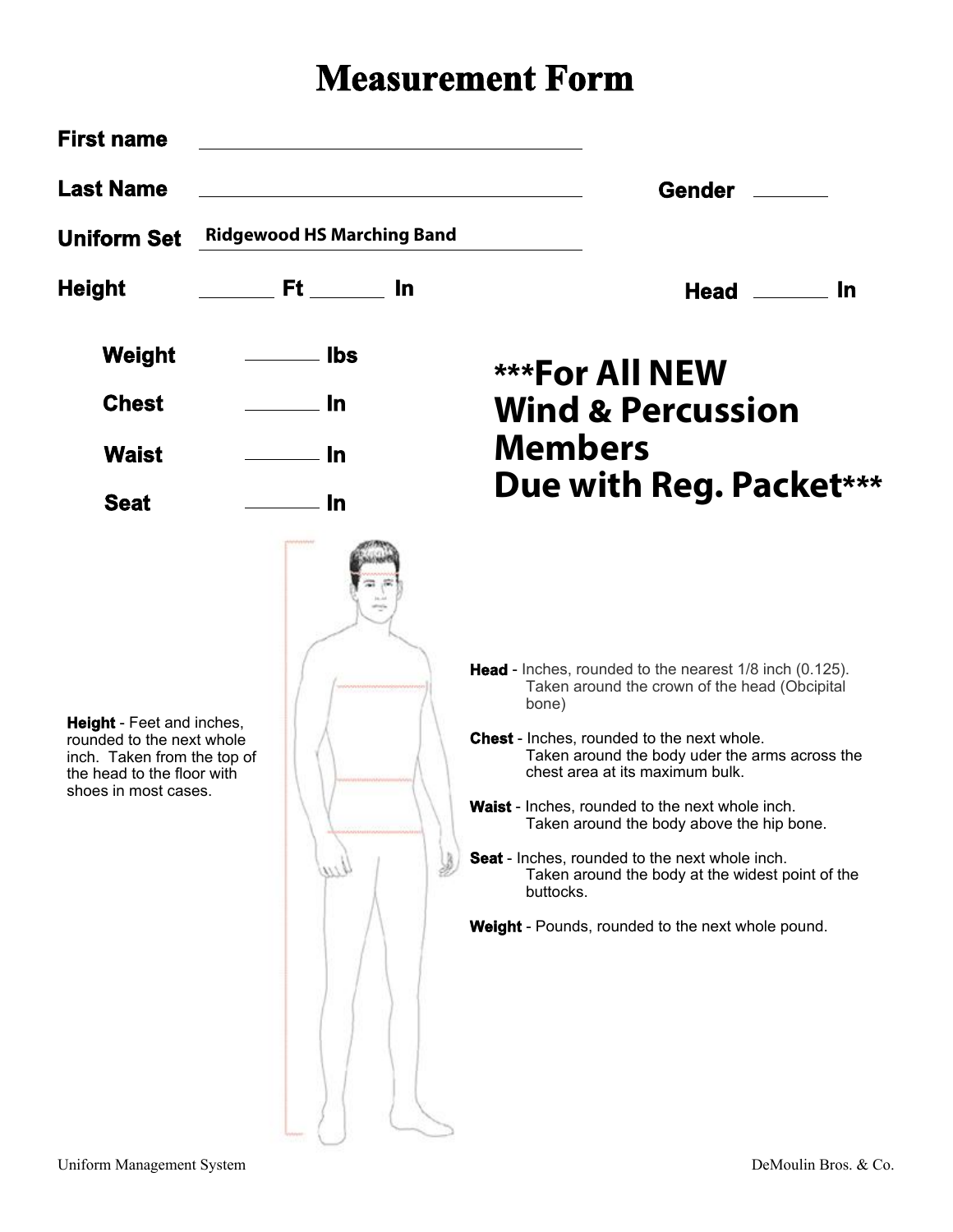# Measurement Form

**First name** ______________________

**Last Name** ______________________ **Gender** ________

**Uniform Set** Ridgewood HS Marching Band

**Height** ________ **Ft** ________ **In** **Head** ________ **In**

**Weight** ________ **lbs**

**Chest** ________ **In**

**Waist** ________ **In**

**Seat** ________ **In**

## ***For All NEW Wind & Percussion Members Due with Reg. Packet***

**Height** - Feet and inches, rounded to the next whole inch. Taken from the top of the head to the floor with shoes in most cases.

**Head** - Inches, rounded to the nearest 1/8 inch (0.125). Taken around the crown of the head (Obcipital bone)

**Chest** - Inches, rounded to the next whole. Taken around the body uder the arms across the chest area at its maximum bulk.

**Waist** - Inches, rounded to the next whole inch. Taken around the body above the hip bone.

**Seat** - Inches, rounded to the next whole inch. Taken around the body at the widest point of the buttocks.

**Weight** - Pounds, rounded to the next whole pound.

Uniform Management System

DeMoulin Bros. & Co.